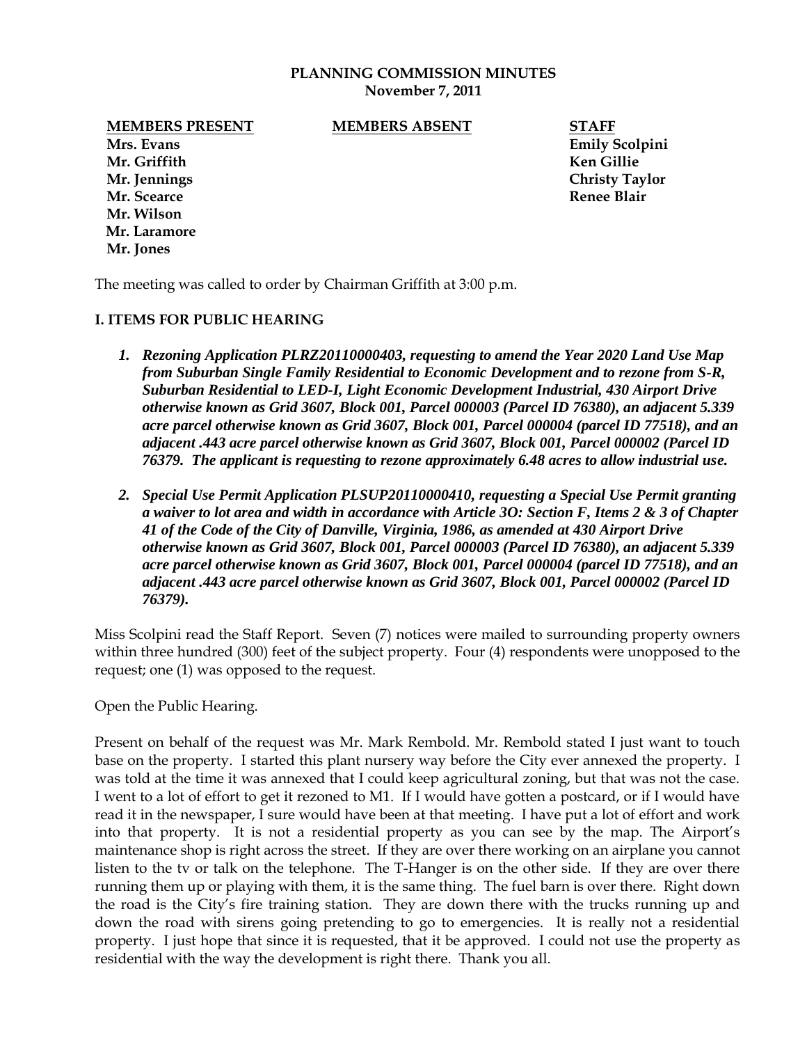**PLANNING COMMISSION MINUTES**
**November 7, 2011**

| MEMBERS PRESENT | MEMBERS ABSENT | STAFF |
|---|---|---|
| Mrs. Evans | | Emily Scolpini |
| Mr. Griffith | | Ken Gillie |
| Mr. Jennings | | Christy Taylor |
| Mr. Scearce | | Renee Blair |
| Mr. Wilson | | |
| Mr. Laramore | | |
| Mr. Jones | | |

The meeting was called to order by Chairman Griffith at 3:00 p.m.

## I. ITEMS FOR PUBLIC HEARING

1. ***Rezoning Application PLRZ20110000403, requesting to amend the Year 2020 Land Use Map from Suburban Single Family Residential to Economic Development and to rezone from S-R, Suburban Residential to LED-I, Light Economic Development Industrial, 430 Airport Drive otherwise known as Grid 3607, Block 001, Parcel 000003 (Parcel ID 76380), an adjacent 5.339 acre parcel otherwise known as Grid 3607, Block 001, Parcel 000004 (parcel ID 77518), and an adjacent .443 acre parcel otherwise known as Grid 3607, Block 001, Parcel 000002 (Parcel ID 76379. The applicant is requesting to rezone approximately 6.48 acres to allow industrial use.***

2. ***Special Use Permit Application PLSUP20110000410, requesting a Special Use Permit granting a waiver to lot area and width in accordance with Article 3O: Section F, Items 2 & 3 of Chapter 41 of the Code of the City of Danville, Virginia, 1986, as amended at 430 Airport Drive otherwise known as Grid 3607, Block 001, Parcel 000003 (Parcel ID 76380), an adjacent 5.339 acre parcel otherwise known as Grid 3607, Block 001, Parcel 000004 (parcel ID 77518), and an adjacent .443 acre parcel otherwise known as Grid 3607, Block 001, Parcel 000002 (Parcel ID 76379).***

Miss Scolpini read the Staff Report. Seven (7) notices were mailed to surrounding property owners within three hundred (300) feet of the subject property. Four (4) respondents were unopposed to the request; one (1) was opposed to the request.

Open the Public Hearing.

Present on behalf of the request was Mr. Mark Rembold. Mr. Rembold stated I just want to touch base on the property. I started this plant nursery way before the City ever annexed the property. I was told at the time it was annexed that I could keep agricultural zoning, but that was not the case. I went to a lot of effort to get it rezoned to M1. If I would have gotten a postcard, or if I would have read it in the newspaper, I sure would have been at that meeting. I have put a lot of effort and work into that property. It is not a residential property as you can see by the map. The Airport's maintenance shop is right across the street. If they are over there working on an airplane you cannot listen to the tv or talk on the telephone. The T-Hanger is on the other side. If they are over there running them up or playing with them, it is the same thing. The fuel barn is over there. Right down the road is the City's fire training station. They are down there with the trucks running up and down the road with sirens going pretending to go to emergencies. It is really not a residential property. I just hope that since it is requested, that it be approved. I could not use the property as residential with the way the development is right there. Thank you all.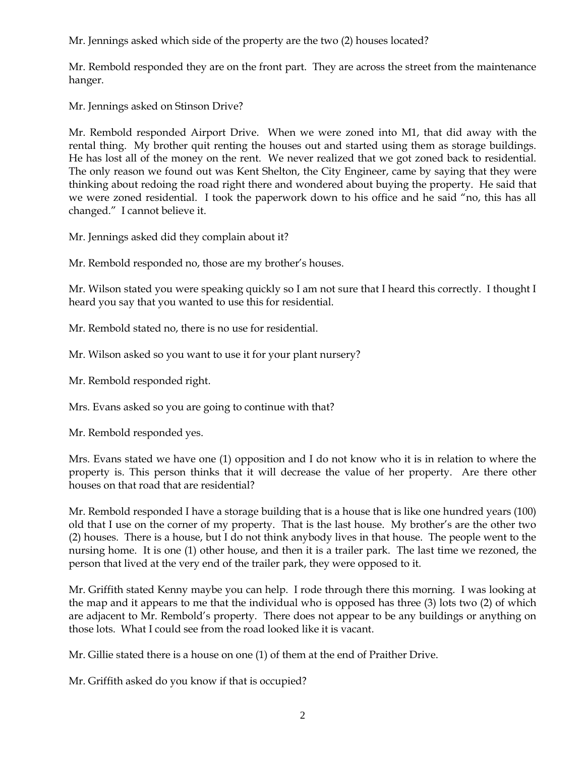Mr. Jennings asked which side of the property are the two (2) houses located?

Mr. Rembold responded they are on the front part. They are across the street from the maintenance hanger.

Mr. Jennings asked on Stinson Drive?

Mr. Rembold responded Airport Drive. When we were zoned into M1, that did away with the rental thing. My brother quit renting the houses out and started using them as storage buildings. He has lost all of the money on the rent. We never realized that we got zoned back to residential. The only reason we found out was Kent Shelton, the City Engineer, came by saying that they were thinking about redoing the road right there and wondered about buying the property. He said that we were zoned residential. I took the paperwork down to his office and he said "no, this has all changed." I cannot believe it.

Mr. Jennings asked did they complain about it?

Mr. Rembold responded no, those are my brother's houses.

Mr. Wilson stated you were speaking quickly so I am not sure that I heard this correctly. I thought I heard you say that you wanted to use this for residential.

Mr. Rembold stated no, there is no use for residential.

Mr. Wilson asked so you want to use it for your plant nursery?

Mr. Rembold responded right.

Mrs. Evans asked so you are going to continue with that?

Mr. Rembold responded yes.

Mrs. Evans stated we have one (1) opposition and I do not know who it is in relation to where the property is. This person thinks that it will decrease the value of her property. Are there other houses on that road that are residential?

Mr. Rembold responded I have a storage building that is a house that is like one hundred years (100) old that I use on the corner of my property. That is the last house. My brother's are the other two (2) houses. There is a house, but I do not think anybody lives in that house. The people went to the nursing home. It is one (1) other house, and then it is a trailer park. The last time we rezoned, the person that lived at the very end of the trailer park, they were opposed to it.

Mr. Griffith stated Kenny maybe you can help. I rode through there this morning. I was looking at the map and it appears to me that the individual who is opposed has three (3) lots two (2) of which are adjacent to Mr. Rembold's property. There does not appear to be any buildings or anything on those lots. What I could see from the road looked like it is vacant.

Mr. Gillie stated there is a house on one (1) of them at the end of Praither Drive.

Mr. Griffith asked do you know if that is occupied?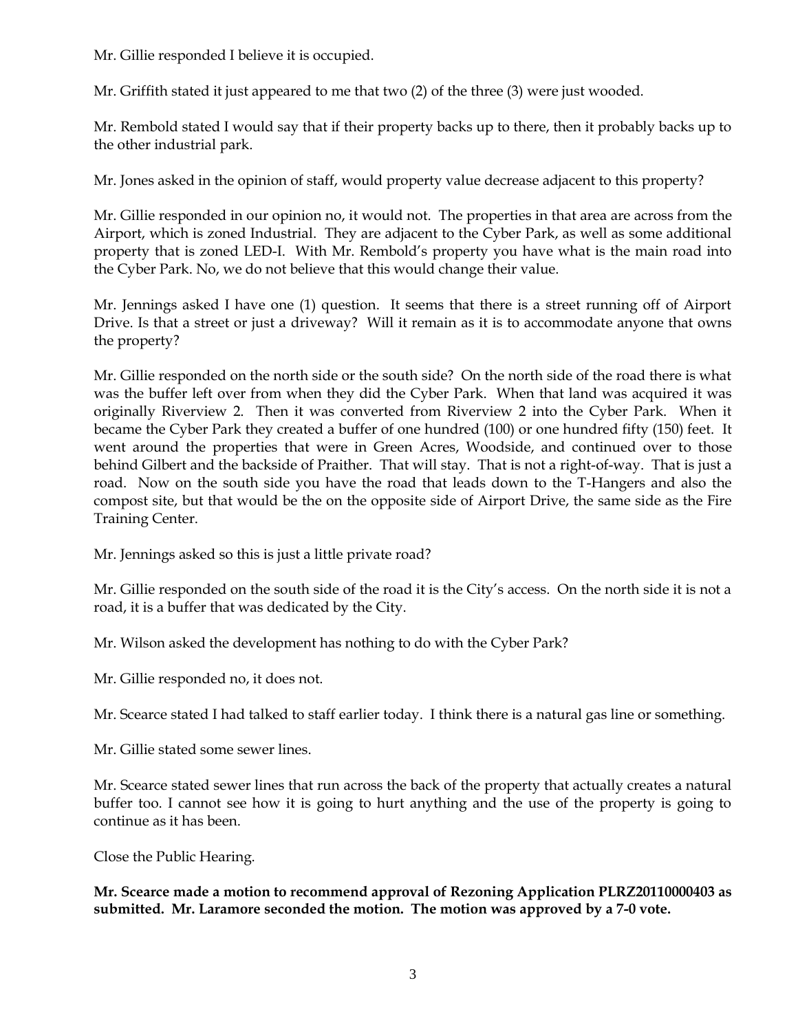Mr. Gillie responded I believe it is occupied.

Mr. Griffith stated it just appeared to me that two (2) of the three (3) were just wooded.

Mr. Rembold stated I would say that if their property backs up to there, then it probably backs up to the other industrial park.

Mr. Jones asked in the opinion of staff, would property value decrease adjacent to this property?

Mr. Gillie responded in our opinion no, it would not. The properties in that area are across from the Airport, which is zoned Industrial. They are adjacent to the Cyber Park, as well as some additional property that is zoned LED-I. With Mr. Rembold's property you have what is the main road into the Cyber Park. No, we do not believe that this would change their value.

Mr. Jennings asked I have one (1) question. It seems that there is a street running off of Airport Drive. Is that a street or just a driveway? Will it remain as it is to accommodate anyone that owns the property?

Mr. Gillie responded on the north side or the south side? On the north side of the road there is what was the buffer left over from when they did the Cyber Park. When that land was acquired it was originally Riverview 2. Then it was converted from Riverview 2 into the Cyber Park. When it became the Cyber Park they created a buffer of one hundred (100) or one hundred fifty (150) feet. It went around the properties that were in Green Acres, Woodside, and continued over to those behind Gilbert and the backside of Praither. That will stay. That is not a right-of-way. That is just a road. Now on the south side you have the road that leads down to the T-Hangers and also the compost site, but that would be the on the opposite side of Airport Drive, the same side as the Fire Training Center.

Mr. Jennings asked so this is just a little private road?

Mr. Gillie responded on the south side of the road it is the City's access. On the north side it is not a road, it is a buffer that was dedicated by the City.

Mr. Wilson asked the development has nothing to do with the Cyber Park?

Mr. Gillie responded no, it does not.

Mr. Scearce stated I had talked to staff earlier today. I think there is a natural gas line or something.

Mr. Gillie stated some sewer lines.

Mr. Scearce stated sewer lines that run across the back of the property that actually creates a natural buffer too. I cannot see how it is going to hurt anything and the use of the property is going to continue as it has been.

Close the Public Hearing.

**Mr. Scearce made a motion to recommend approval of Rezoning Application PLRZ20110000403 as submitted. Mr. Laramore seconded the motion. The motion was approved by a 7-0 vote.**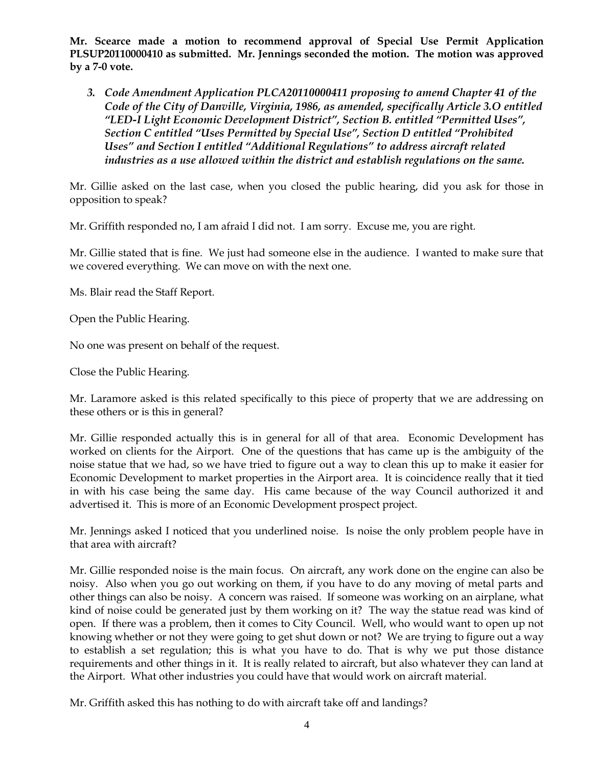**Mr. Scearce made a motion to recommend approval of Special Use Permit Application PLSUP20110000410 as submitted. Mr. Jennings seconded the motion. The motion was approved by a 7-0 vote.**

3. ***Code Amendment Application PLCA20110000411 proposing to amend Chapter 41 of the Code of the City of Danville, Virginia, 1986, as amended, specifically Article 3.O entitled "LED-I Light Economic Development District", Section B. entitled "Permitted Uses", Section C entitled "Uses Permitted by Special Use", Section D entitled "Prohibited Uses" and Section I entitled "Additional Regulations" to address aircraft related industries as a use allowed within the district and establish regulations on the same.***

Mr. Gillie asked on the last case, when you closed the public hearing, did you ask for those in opposition to speak?

Mr. Griffith responded no, I am afraid I did not. I am sorry. Excuse me, you are right.

Mr. Gillie stated that is fine. We just had someone else in the audience. I wanted to make sure that we covered everything. We can move on with the next one.

Ms. Blair read the Staff Report.

Open the Public Hearing.

No one was present on behalf of the request.

Close the Public Hearing.

Mr. Laramore asked is this related specifically to this piece of property that we are addressing on these others or is this in general?

Mr. Gillie responded actually this is in general for all of that area. Economic Development has worked on clients for the Airport. One of the questions that has came up is the ambiguity of the noise statue that we had, so we have tried to figure out a way to clean this up to make it easier for Economic Development to market properties in the Airport area. It is coincidence really that it tied in with his case being the same day. His came because of the way Council authorized it and advertised it. This is more of an Economic Development prospect project.

Mr. Jennings asked I noticed that you underlined noise. Is noise the only problem people have in that area with aircraft?

Mr. Gillie responded noise is the main focus. On aircraft, any work done on the engine can also be noisy. Also when you go out working on them, if you have to do any moving of metal parts and other things can also be noisy. A concern was raised. If someone was working on an airplane, what kind of noise could be generated just by them working on it? The way the statue read was kind of open. If there was a problem, then it comes to City Council. Well, who would want to open up not knowing whether or not they were going to get shut down or not? We are trying to figure out a way to establish a set regulation; this is what you have to do. That is why we put those distance requirements and other things in it. It is really related to aircraft, but also whatever they can land at the Airport. What other industries you could have that would work on aircraft material.

Mr. Griffith asked this has nothing to do with aircraft take off and landings?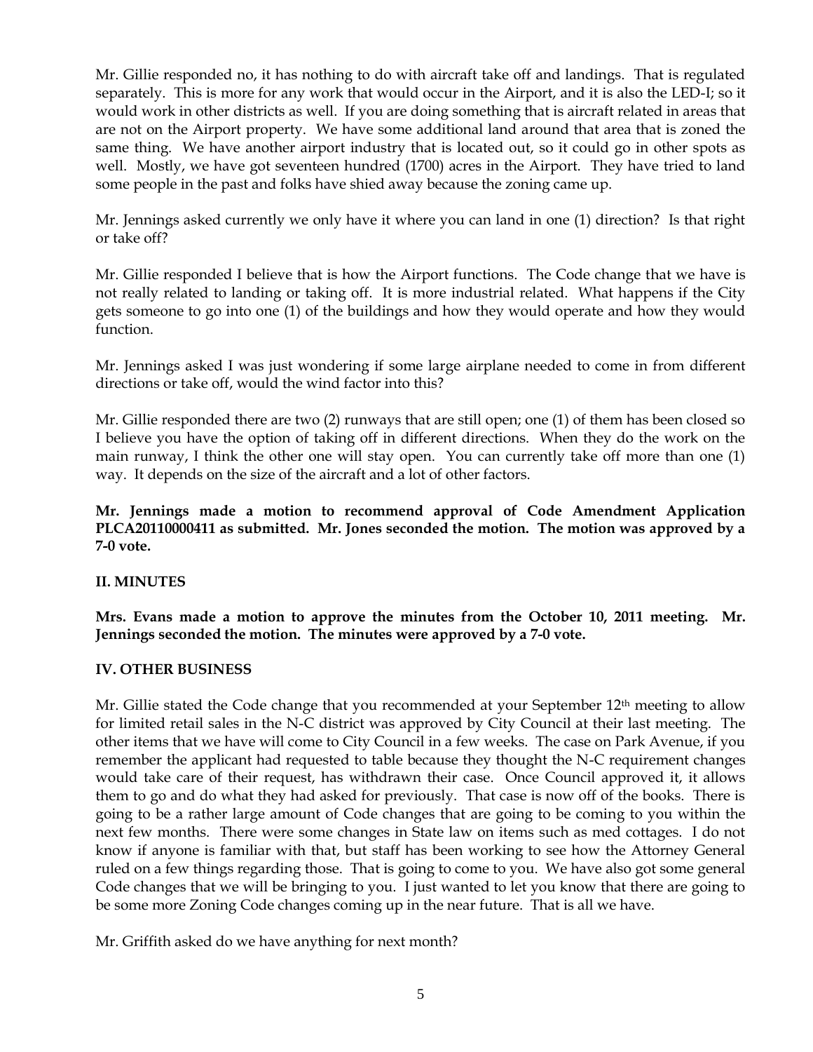Mr. Gillie responded no, it has nothing to do with aircraft take off and landings. That is regulated separately. This is more for any work that would occur in the Airport, and it is also the LED-I; so it would work in other districts as well. If you are doing something that is aircraft related in areas that are not on the Airport property. We have some additional land around that area that is zoned the same thing. We have another airport industry that is located out, so it could go in other spots as well. Mostly, we have got seventeen hundred (1700) acres in the Airport. They have tried to land some people in the past and folks have shied away because the zoning came up.

Mr. Jennings asked currently we only have it where you can land in one (1) direction? Is that right or take off?

Mr. Gillie responded I believe that is how the Airport functions. The Code change that we have is not really related to landing or taking off. It is more industrial related. What happens if the City gets someone to go into one (1) of the buildings and how they would operate and how they would function.

Mr. Jennings asked I was just wondering if some large airplane needed to come in from different directions or take off, would the wind factor into this?

Mr. Gillie responded there are two (2) runways that are still open; one (1) of them has been closed so I believe you have the option of taking off in different directions. When they do the work on the main runway, I think the other one will stay open. You can currently take off more than one (1) way. It depends on the size of the aircraft and a lot of other factors.

**Mr. Jennings made a motion to recommend approval of Code Amendment Application PLCA20110000411 as submitted. Mr. Jones seconded the motion. The motion was approved by a 7-0 vote.**

## II. MINUTES

**Mrs. Evans made a motion to approve the minutes from the October 10, 2011 meeting. Mr. Jennings seconded the motion. The minutes were approved by a 7-0 vote.**

## IV. OTHER BUSINESS

Mr. Gillie stated the Code change that you recommended at your September 12th meeting to allow for limited retail sales in the N-C district was approved by City Council at their last meeting. The other items that we have will come to City Council in a few weeks. The case on Park Avenue, if you remember the applicant had requested to table because they thought the N-C requirement changes would take care of their request, has withdrawn their case. Once Council approved it, it allows them to go and do what they had asked for previously. That case is now off of the books. There is going to be a rather large amount of Code changes that are going to be coming to you within the next few months. There were some changes in State law on items such as med cottages. I do not know if anyone is familiar with that, but staff has been working to see how the Attorney General ruled on a few things regarding those. That is going to come to you. We have also got some general Code changes that we will be bringing to you. I just wanted to let you know that there are going to be some more Zoning Code changes coming up in the near future. That is all we have.

Mr. Griffith asked do we have anything for next month?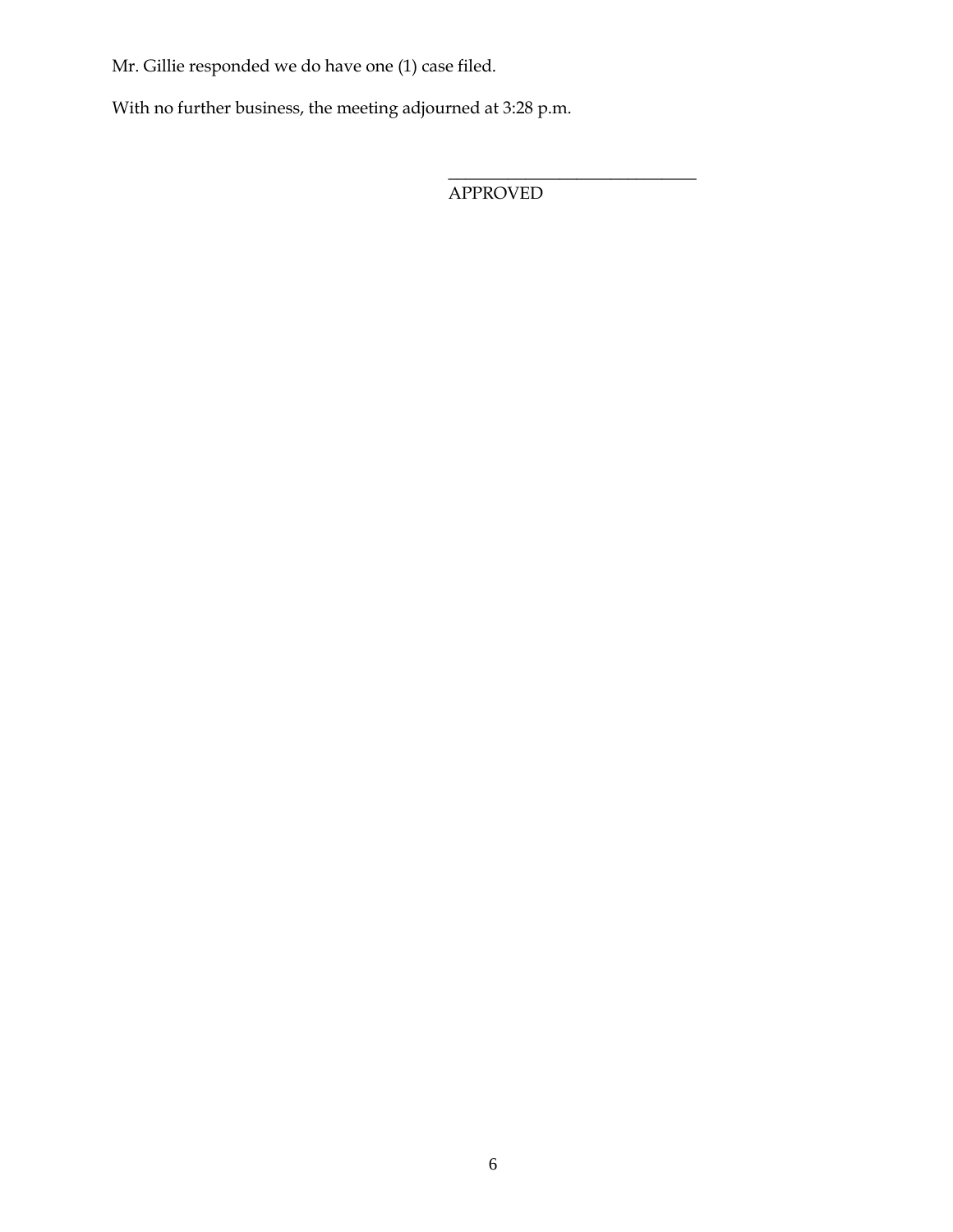Mr. Gillie responded we do have one (1) case filed.

With no further business, the meeting adjourned at 3:28 p.m.

_____________________________
APPROVED